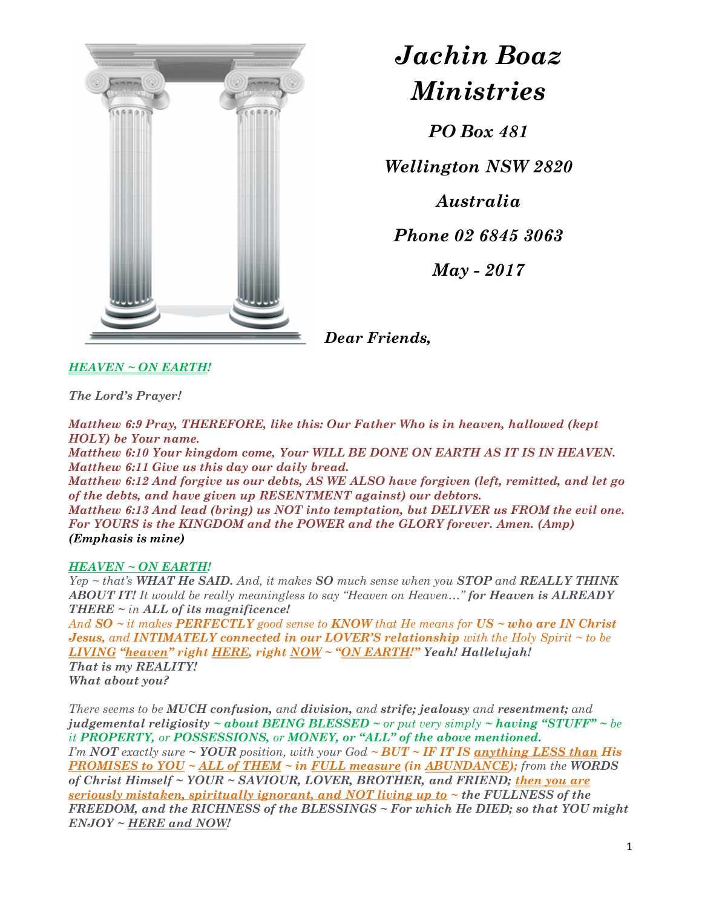# *Jachin Boaz Ministries*

***PO Box 481***

***Wellington NSW 2820***

***Australia***

***Phone 02 6845 3063***

***May - 2017***

***Dear Friends,***

***HEAVEN ~ ON EARTH!***

***The Lord's Prayer!***

***Matthew 6:9 Pray, THEREFORE, like this: Our Father Who is in heaven, hallowed (kept HOLY) be Your name.***
***Matthew 6:10 Your kingdom come, Your WILL BE DONE ON EARTH AS IT IS IN HEAVEN.***
***Matthew 6:11 Give us this day our daily bread.***
***Matthew 6:12 And forgive us our debts, AS WE ALSO have forgiven (left, remitted, and let go of the debts, and have given up RESENTMENT against) our debtors.***
***Matthew 6:13 And lead (bring) us NOT into temptation, but DELIVER us FROM the evil one. For YOURS is the KINGDOM and the POWER and the GLORY forever. Amen. (Amp)***
***(Emphasis is mine)***

***HEAVEN ~ ON EARTH!***
*Yep ~ that's **WHAT He SAID.** And, it makes **SO** much sense when you **STOP** and **REALLY THINK ABOUT IT!** It would be really meaningless to say "Heaven on Heaven…" **for Heaven is ALREADY THERE** ~ in **ALL of its magnificence!***
*And **SO** ~ it makes **PERFECTLY** good sense to **KNOW** that He means for **US ~ who are IN Christ Jesus,** and **INTIMATELY connected in our LOVER'S relationship** with the Holy Spirit ~ to be **LIVING "heaven" right HERE, right NOW ~ "ON EARTH!" Yeah! Hallelujah!***
***That is my REALITY!***
***What about you?***

*There seems to be **MUCH confusion,** and **division,** and **strife; jealousy** and **resentment;** and **judgemental religiosity ~ about BEING BLESSED ~** or put very simply **~ having "STUFF" ~** be it **PROPERTY,** or **POSSESSIONS,** or **MONEY, or "ALL" of the above mentioned.***
*I'm **NOT** exactly sure **~ YOUR** position, with your God **~ BUT ~ IF IT IS anything LESS than His PROMISES to YOU ~ ALL of THEM ~ in FULL measure (in ABUNDANCE);** from the **WORDS of Christ Himself ~ YOUR ~ SAVIOUR, LOVER, BROTHER, and FRIEND; then you are seriously mistaken, spiritually ignorant, and NOT living up to ~ the FULLNESS of the FREEDOM, and the RICHNESS of the BLESSINGS ~ For which He DIED; so that YOU might ENJOY ~ HERE and NOW!***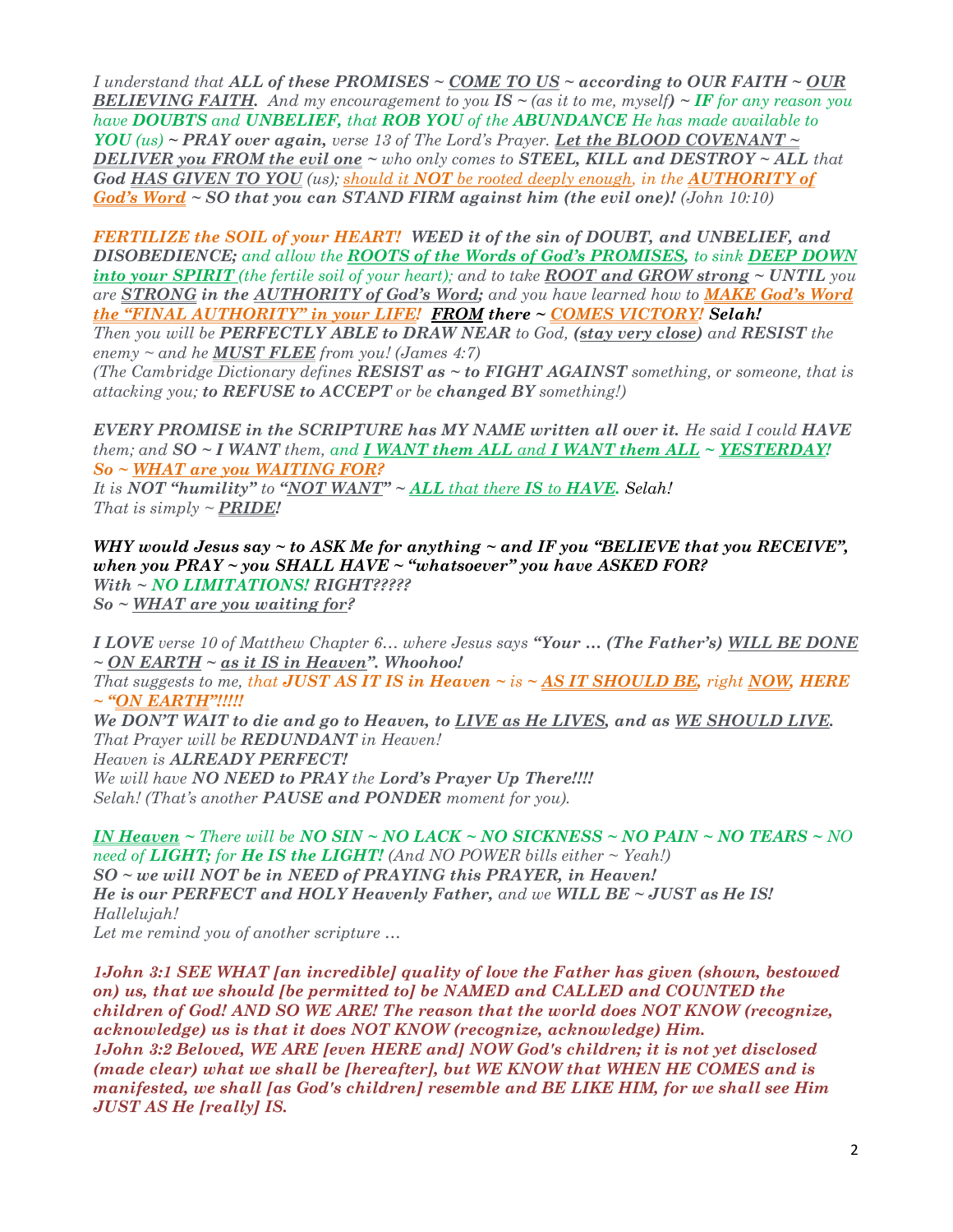*I understand that **ALL of these PROMISES ~ COME TO US ~ according to OUR FAITH ~ OUR BELIEVING FAITH.** And my encouragement to you **IS ~** (as it to me, myself**) ~ IF** for any reason you have **DOUBTS** and **UNBELIEF,** that **ROB YOU** of the **ABUNDANCE** He has made available to **YOU** (us) **~ PRAY over again,** verse 13 of The Lord's Prayer. **Let the BLOOD COVENANT ~ DELIVER you FROM the evil one** ~ who only comes to **STEEL, KILL and DESTROY ~ ALL** that God **HAS GIVEN TO YOU** (us); should it **NOT** be rooted deeply enough, in the **AUTHORITY of God's Word ~ SO that you can STAND FIRM against him (the evil one)!** (John 10:10)*

***FERTILIZE the SOIL of your HEART! WEED it of the sin of DOUBT, and UNBELIEF, and DISOBEDIENCE;** and allow the **ROOTS of the Words of God's PROMISES,** to sink **DEEP DOWN into your SPIRIT** (the fertile soil of your heart); and to take **ROOT and GROW strong ~ UNTIL** you are **STRONG in the AUTHORITY of God's Word;** and you have learned how to **MAKE God's Word the "FINAL AUTHORITY" in your LIFE! FROM there ~ COMES VICTORY! Selah!***
*Then you will be **PERFECTLY ABLE to DRAW NEAR** to God, **(stay very close)** and **RESIST** the enemy ~ and he **MUST FLEE** from you! (James 4:7)*
*(The Cambridge Dictionary defines **RESIST as ~ to FIGHT AGAINST** something, or someone, that is attacking you; **to REFUSE to ACCEPT** or be **changed BY** something!)*

***EVERY PROMISE in the SCRIPTURE has MY NAME written all over it.** He said I could **HAVE** them; and **SO ~ I WANT** them, and **I WANT them ALL** and **I WANT them ALL ~ YESTERDAY!***
***So ~ WHAT are you WAITING FOR?***
*It is **NOT "humility"** to **"NOT WANT" ~ ALL that there IS to HAVE.** Selah!*
*That is simply ~ **PRIDE!***

***WHY would Jesus say ~ to ASK Me for anything ~ and IF you "BELIEVE that you RECEIVE", when you PRAY ~ you SHALL HAVE ~ "whatsoever" you have ASKED FOR?***
***With ~ NO LIMITATIONS! RIGHT?????***
***So ~ WHAT are you waiting for?***

***I LOVE** verse 10 of Matthew Chapter 6… where Jesus says **"Your … (The Father's) WILL BE DONE ~ ON EARTH ~ as it IS in Heaven". Whoohoo!***
*That suggests to me, that **JUST AS IT IS in Heaven ~ is ~ AS IT SHOULD BE,** right **NOW, HERE ~ "ON EARTH"!!!!!***
***We DON'T WAIT to die and go to Heaven, to LIVE as He LIVES, and as WE SHOULD LIVE.***
*That Prayer will be **REDUNDANT** in Heaven!*
*Heaven is **ALREADY PERFECT!***
*We will have **NO NEED to PRAY** the **Lord's Prayer Up There!!!!***
*Selah! (That's another **PAUSE and PONDER** moment for you).*

***IN Heaven** ~ There will be **NO SIN ~ NO LACK ~ NO SICKNESS ~ NO PAIN ~ NO TEARS ~** NO need of **LIGHT;** for **He IS the LIGHT!** (And NO POWER bills either ~ Yeah!)*
***SO ~ we will NOT be in NEED of PRAYING this PRAYER, in Heaven!***
***He is our PERFECT and HOLY Heavenly Father,** and we **WILL BE ~ JUST as He IS!***
*Hallelujah!*
*Let me remind you of another scripture …*

***1John 3:1 SEE WHAT [an incredible] quality of love the Father has given (shown, bestowed on) us, that we should [be permitted to] be NAMED and CALLED and COUNTED the children of God! AND SO WE ARE! The reason that the world does NOT KNOW (recognize, acknowledge) us is that it does NOT KNOW (recognize, acknowledge) Him.***
***1John 3:2 Beloved, WE ARE [even HERE and] NOW God's children; it is not yet disclosed (made clear) what we shall be [hereafter], but WE KNOW that WHEN HE COMES and is manifested, we shall [as God's children] resemble and BE LIKE HIM, for we shall see Him JUST AS He [really] IS.***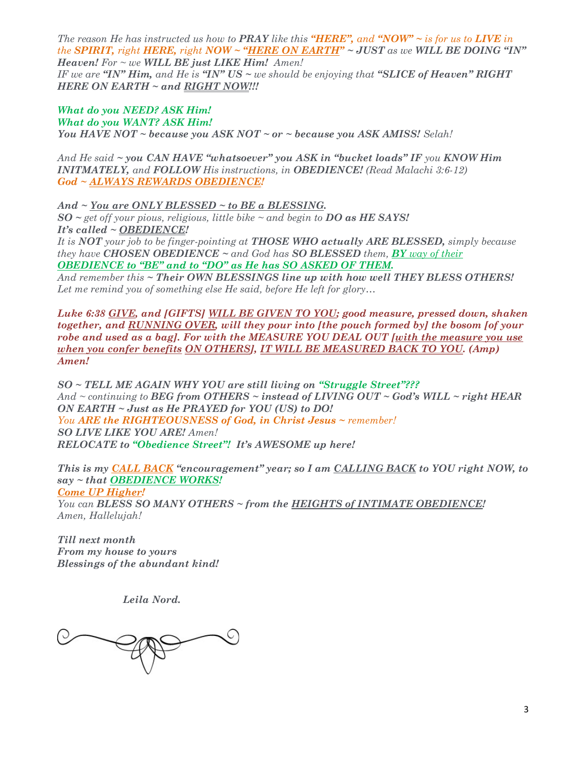*The reason He has instructed us how to **PRAY** like this **"HERE"**, and **"NOW"** ~ is for us to **LIVE** in the **SPIRIT,** right **HERE,** right **NOW** ~ **"HERE ON EARTH"** ~ **JUST** as we **WILL BE DOING "IN" Heaven!** For ~ we **WILL BE just LIKE Him!** Amen!*
*IF we are **"IN" Him,** and He is **"IN" US** ~ we should be enjoying that **"SLICE of Heaven" RIGHT HERE ON EARTH ~ and RIGHT NOW!!!***

***What do you NEED? ASK Him!***
***What do you WANT? ASK Him!***
***You HAVE NOT ~ because you ASK NOT ~ or ~ because you ASK AMISS!** Selah!*

*And He said **~ you CAN HAVE "whatsoever" you ASK in "bucket loads" IF** you **KNOW Him INITMATELY,** and **FOLLOW** His instructions, in **OBEDIENCE!** (Read Malachi 3:6-12)*
***God ~ ALWAYS REWARDS OBEDIENCE!***

***And ~ You are ONLY BLESSED ~ to BE a BLESSING.***
***SO ~** get off your pious, religious, little bike ~ and begin to **DO as HE SAYS!***
***It's called ~ OBEDIENCE!***
*It is **NOT** your job to be finger-pointing at **THOSE WHO actually ARE BLESSED,** simply because they have **CHOSEN OBEDIENCE** ~ and God has **SO BLESSED** them, **BY** way of their **OBEDIENCE to "BE" and to "DO" as He has SO ASKED OF THEM.***
*And remember this **~ Their OWN BLESSINGS line up with how well THEY BLESS OTHERS!***
*Let me remind you of something else He said, before He left for glory…*

***Luke 6:38 GIVE, and [GIFTS] WILL BE GIVEN TO YOU; good measure, pressed down, shaken together, and RUNNING OVER, will they pour into [the pouch formed by] the bosom [of your robe and used as a bag]. For with the MEASURE YOU DEAL OUT [with the measure you use when you confer benefits ON OTHERS], IT WILL BE MEASURED BACK TO YOU. (Amp) Amen!***

***SO ~ TELL ME AGAIN WHY YOU are still living on "Struggle Street"???***
*And ~ continuing to **BEG from OTHERS ~ instead of LIVING OUT ~ God's WILL ~ right HEAR ON EARTH ~ Just as He PRAYED for YOU (US) to DO!***
*You **ARE the RIGHTEOUSNESS of God, in Christ Jesus** ~ remember!*
***SO LIVE LIKE YOU ARE!** Amen!*
***RELOCATE to "Obedience Street"! It's AWESOME up here!***

***This is my CALL BACK "encouragement" year; so I am CALLING BACK to YOU right NOW, to say ~ that OBEDIENCE WORKS!***
***Come UP Higher!***
*You can **BLESS SO MANY OTHERS ~ from the HEIGHTS of INTIMATE OBEDIENCE!***
*Amen, Hallelujah!*

***Till next month***
***From my house to yours***
***Blessings of the abundant kind!***

***Leila Nord.***